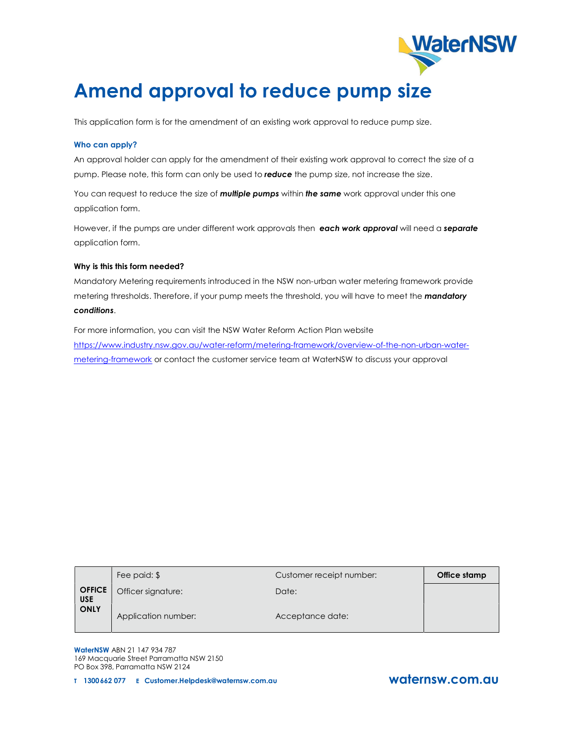# Amend approval to reduce pump size

This application form is for the amendment of an existing work approval to reduce pump size.

### Who can apply?

An approval holder can apply for the amendment of their existing work approval to correct the size of a pump. Please note, this form can only be used to ***reduce*** the pump size, not increase the size.

You can request to reduce the size of ***multiple pumps*** within ***the same*** work approval under this one application form.

However, if the pumps are under different work approvals then ***each work approval*** will need a ***separate*** application form.

### Why is this this form needed?

Mandatory Metering requirements introduced in the NSW non-urban water metering framework provide metering thresholds. Therefore, if your pump meets the threshold, you will have to meet the ***mandatory conditions***.

For more information, you can visit the NSW Water Reform Action Plan website https://www.industry.nsw.gov.au/water-reform/metering-framework/overview-of-the-non-urban-water-metering-framework or contact the customer service team at WaterNSW to discuss your approval

| OFFICE USE ONLY | Fee paid: $ | Customer receipt number: | Office stamp |
|---|---|---|---|
| | Officer signature: | Date: | |
| | Application number: | Acceptance date: | |

**WaterNSW** ABN 21 147 934 787
169 Macquarie Street Parramatta NSW 2150
PO Box 398, Parramatta NSW 2124

**T 1300 662 077 E Customer.Helpdesk@waternsw.com.au**

**waternsw.com.au**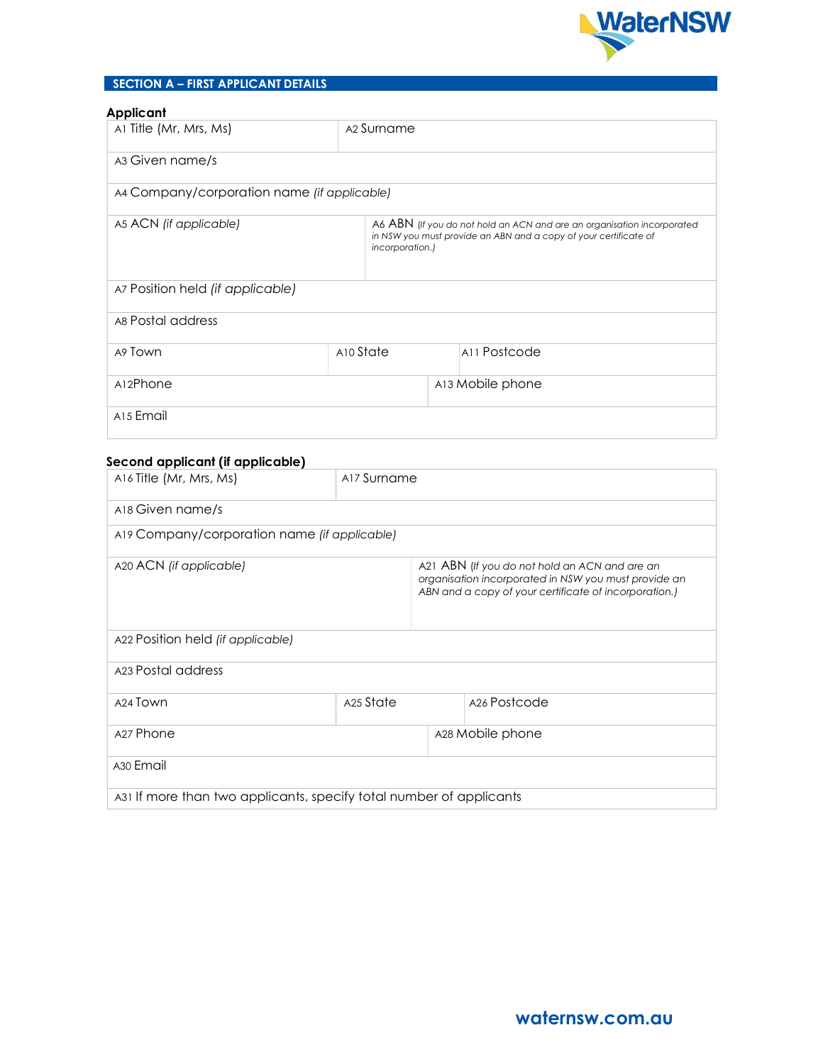## SECTION A – FIRST APPLICANT DETAILS

### Applicant

| | |
|---|---|
| A1 Title (Mr, Mrs, Ms) | A2 Surname |
| A3 Given name/s | |
| A4 Company/corporation name *(if applicable)* | |
| A5 ACN *(if applicable)* | A6 ABN *(If you do not hold an ACN and are an organisation incorporated in NSW you must provide an ABN and a copy of your certificate of incorporation.)* |
| A7 Position held *(if applicable)* | |
| A8 Postal address | |

| | | |
|---|---|---|
| A9 Town | A10 State | A11 Postcode |
| A12Phone | A13 Mobile phone | |
| A15 Email | | |

### Second applicant (if applicable)

| | |
|---|---|
| A16 Title (Mr, Mrs, Ms) | A17 Surname |
| A18 Given name/s | |
| A19 Company/corporation name *(if applicable)* | |
| A20 ACN *(if applicable)* | A21 ABN *(If you do not hold an ACN and are an organisation incorporated in NSW you must provide an ABN and a copy of your certificate of incorporation.)* |
| A22 Position held *(if applicable)* | |
| A23 Postal address | |

| | | |
|---|---|---|
| A24 Town | A25 State | A26 Postcode |
| A27 Phone | A28 Mobile phone | |
| A30 Email | | |
| A31 If more than two applicants, specify total number of applicants | | |

waternsw.com.au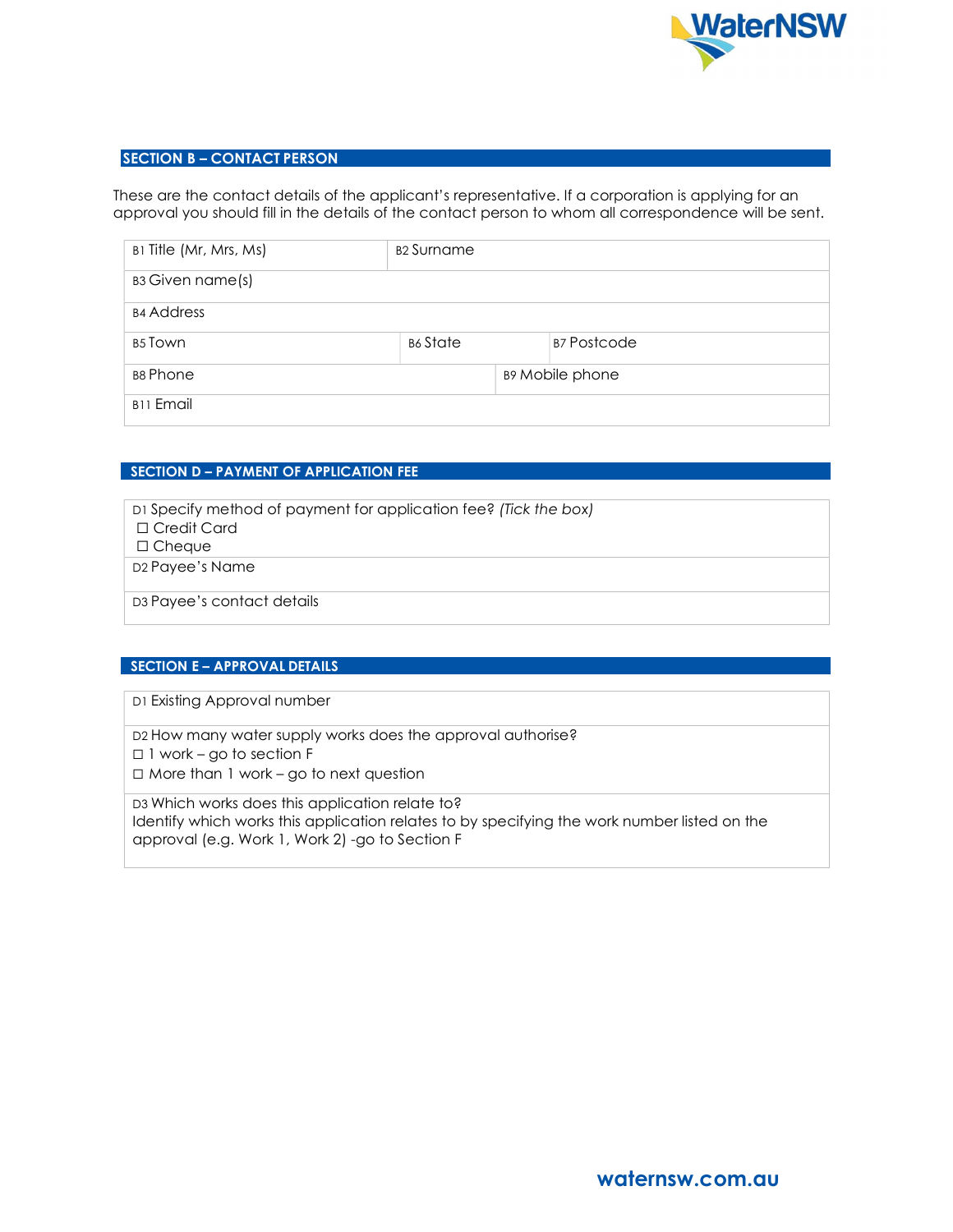## SECTION B – CONTACT PERSON

These are the contact details of the applicant's representative. If a corporation is applying for an approval you should fill in the details of the contact person to whom all correspondence will be sent.

| B1 Title (Mr, Mrs, Ms) | B2 Surname | |
|---|---|---|
| B3 Given name(s) | | |
| B4 Address | | |
| B5 Town | B6 State | B7 Postcode |
| B8 Phone | B9 Mobile phone | |
| B11 Email | | |

## SECTION D – PAYMENT OF APPLICATION FEE

| D1 Specify method of payment for application fee? *(Tick the box)*<br>☐ Credit Card<br>☐ Cheque |
|---|
| D2 Payee's Name |
| D3 Payee's contact details |

## SECTION E – APPROVAL DETAILS

| D1 Existing Approval number |
|---|
| D2 How many water supply works does the approval authorise?<br>☐ 1 work – go to section F<br>☐ More than 1 work – go to next question |
| D3 Which works does this application relate to?<br>Identify which works this application relates to by specifying the work number listed on the approval (e.g. Work 1, Work 2) -go to Section F |

waternsw.com.au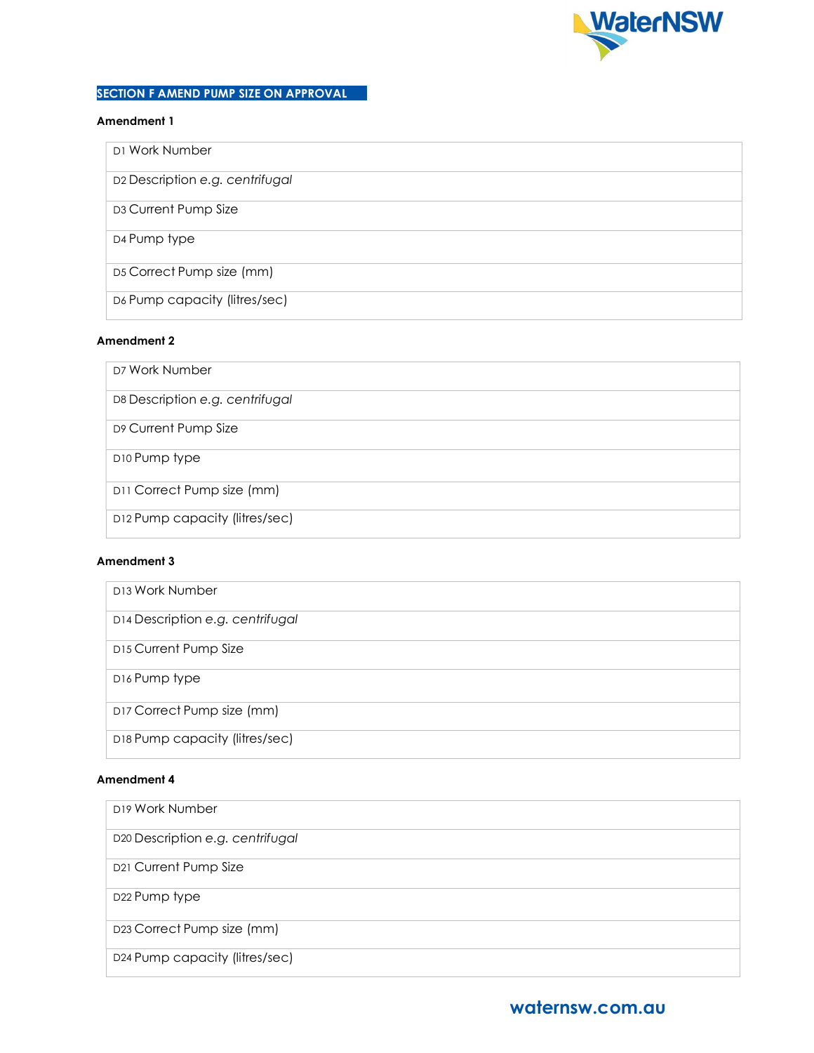## SECTION F AMEND PUMP SIZE ON APPROVAL

**Amendment 1**

| |
|---|
| D1 Work Number |
| D2 Description *e.g. centrifugal* |
| D3 Current Pump Size |
| D4 Pump type |
| D5 Correct Pump size (mm) |
| D6 Pump capacity (litres/sec) |

**Amendment 2**

| |
|---|
| D7 Work Number |
| D8 Description *e.g. centrifugal* |
| D9 Current Pump Size |
| D10 Pump type |
| D11 Correct Pump size (mm) |
| D12 Pump capacity (litres/sec) |

**Amendment 3**

| |
|---|
| D13 Work Number |
| D14 Description *e.g. centrifugal* |
| D15 Current Pump Size |
| D16 Pump type |
| D17 Correct Pump size (mm) |
| D18 Pump capacity (litres/sec) |

**Amendment 4**

| |
|---|
| D19 Work Number |
| D20 Description *e.g. centrifugal* |
| D21 Current Pump Size |
| D22 Pump type |
| D23 Correct Pump size (mm) |
| D24 Pump capacity (litres/sec) |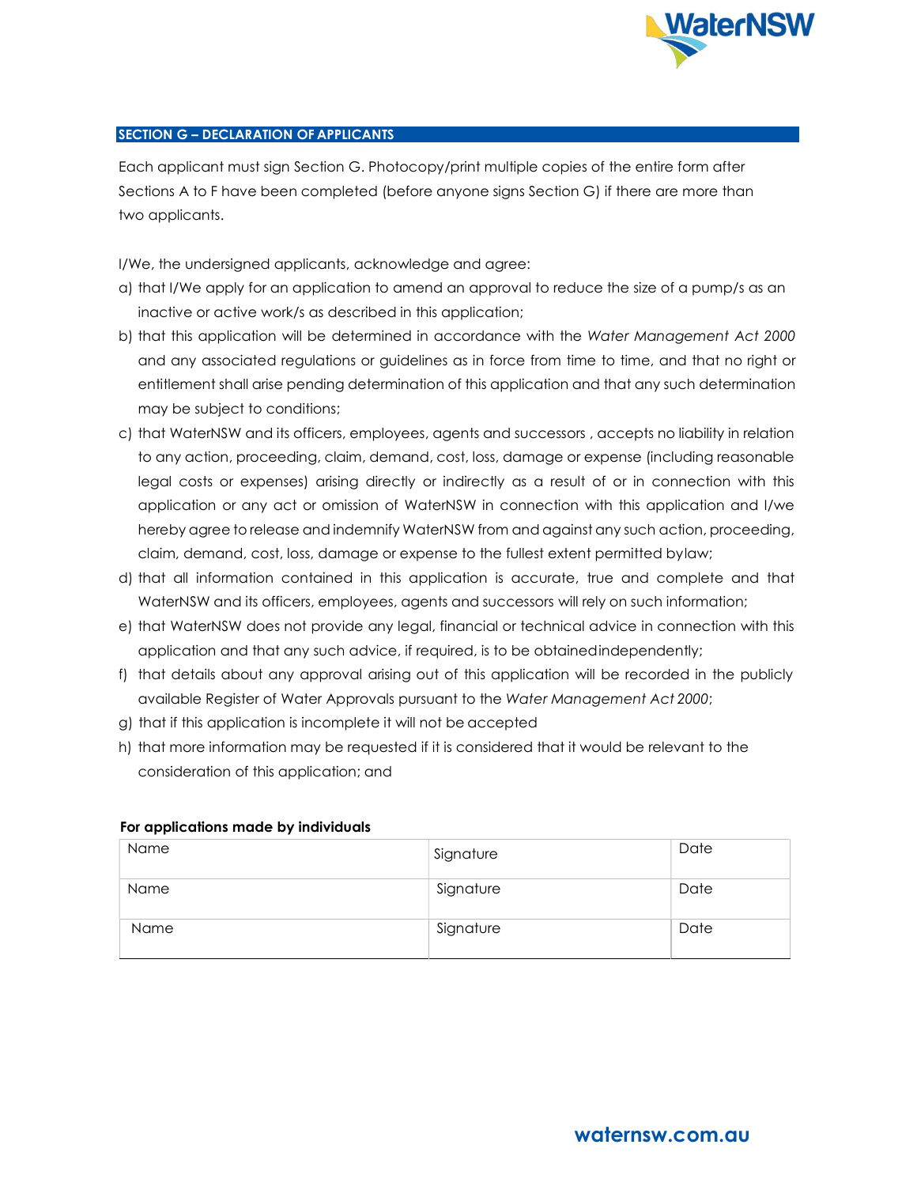## SECTION G – DECLARATION OF APPLICANTS

Each applicant must sign Section G. Photocopy/print multiple copies of the entire form after Sections A to F have been completed (before anyone signs Section G) if there are more than two applicants.

I/We, the undersigned applicants, acknowledge and agree:

a) that I/We apply for an application to amend an approval to reduce the size of a pump/s as an inactive or active work/s as described in this application;

b) that this application will be determined in accordance with the *Water Management Act 2000* and any associated regulations or guidelines as in force from time to time, and that no right or entitlement shall arise pending determination of this application and that any such determination may be subject to conditions;

c) that WaterNSW and its officers, employees, agents and successors , accepts no liability in relation to any action, proceeding, claim, demand, cost, loss, damage or expense (including reasonable legal costs or expenses) arising directly or indirectly as a result of or in connection with this application or any act or omission of WaterNSW in connection with this application and I/we hereby agree to release and indemnify WaterNSW from and against any such action, proceeding, claim, demand, cost, loss, damage or expense to the fullest extent permitted bylaw;

d) that all information contained in this application is accurate, true and complete and that WaterNSW and its officers, employees, agents and successors will rely on such information;

e) that WaterNSW does not provide any legal, financial or technical advice in connection with this application and that any such advice, if required, is to be obtainedindependently;

f) that details about any approval arising out of this application will be recorded in the publicly available Register of Water Approvals pursuant to the *Water Management Act 2000*;

g) that if this application is incomplete it will not be accepted

h) that more information may be requested if it is considered that it would be relevant to the consideration of this application; and

**For applications made by individuals**

| Name | Signature | Date |
|---|---|---|
| Name | Signature | Date |
| Name | Signature | Date |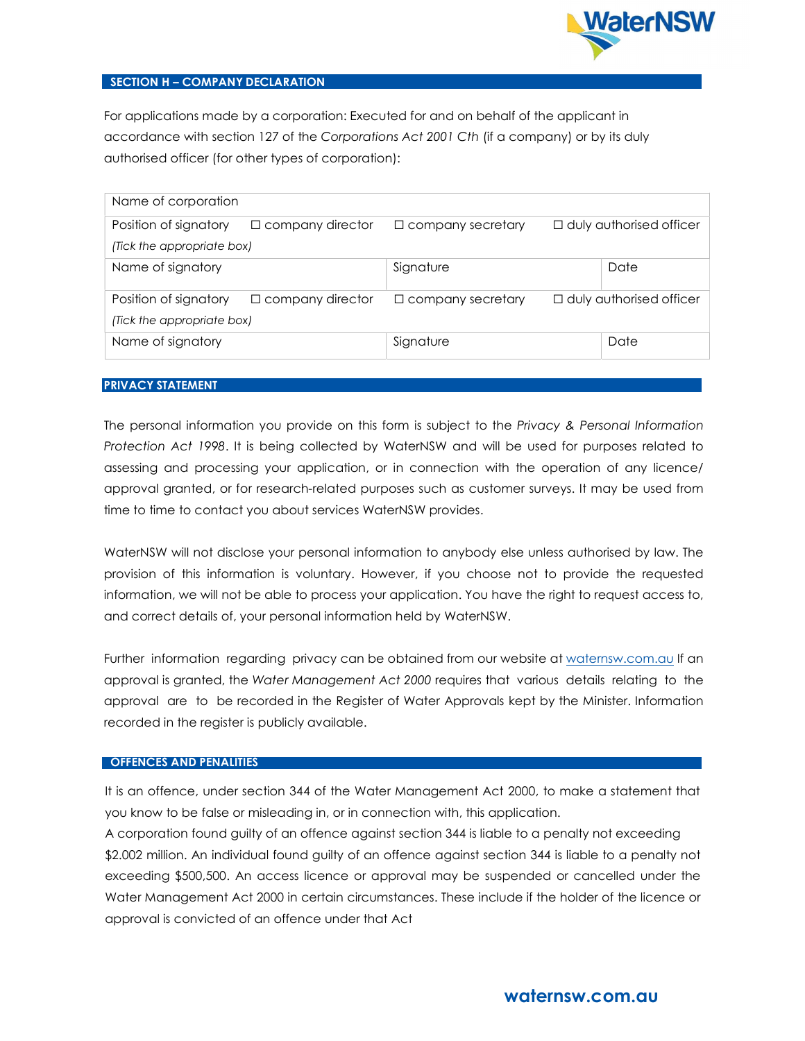## SECTION H – COMPANY DECLARATION

For applications made by a corporation: Executed for and on behalf of the applicant in accordance with section 127 of the *Corporations Act 2001 Cth* (if a company) or by its duly authorised officer (for other types of corporation):

| | | | |
|---|---|---|---|
| Name of corporation | | | |
| Position of signatory<br>*(Tick the appropriate box)* | ☐ company director | ☐ company secretary | ☐ duly authorised officer |
| Name of signatory | Signature | | Date |
| Position of signatory<br>*(Tick the appropriate box)* | ☐ company director | ☐ company secretary | ☐ duly authorised officer |
| Name of signatory | Signature | | Date |

## PRIVACY STATEMENT

The personal information you provide on this form is subject to the *Privacy & Personal Information Protection Act 1998*. It is being collected by WaterNSW and will be used for purposes related to assessing and processing your application, or in connection with the operation of any licence/ approval granted, or for research-related purposes such as customer surveys. It may be used from time to time to contact you about services WaterNSW provides.

WaterNSW will not disclose your personal information to anybody else unless authorised by law. The provision of this information is voluntary. However, if you choose not to provide the requested information, we will not be able to process your application. You have the right to request access to, and correct details of, your personal information held by WaterNSW.

Further information regarding privacy can be obtained from our website at waternsw.com.au If an approval is granted, the *Water Management Act 2000* requires that various details relating to the approval are to be recorded in the Register of Water Approvals kept by the Minister. Information recorded in the register is publicly available.

## OFFENCES AND PENALITIES

It is an offence, under section 344 of the Water Management Act 2000, to make a statement that you know to be false or misleading in, or in connection with, this application.
A corporation found guilty of an offence against section 344 is liable to a penalty not exceeding $2.002 million. An individual found guilty of an offence against section 344 is liable to a penalty not exceeding $500,500. An access licence or approval may be suspended or cancelled under the Water Management Act 2000 in certain circumstances. These include if the holder of the licence or approval is convicted of an offence under that Act